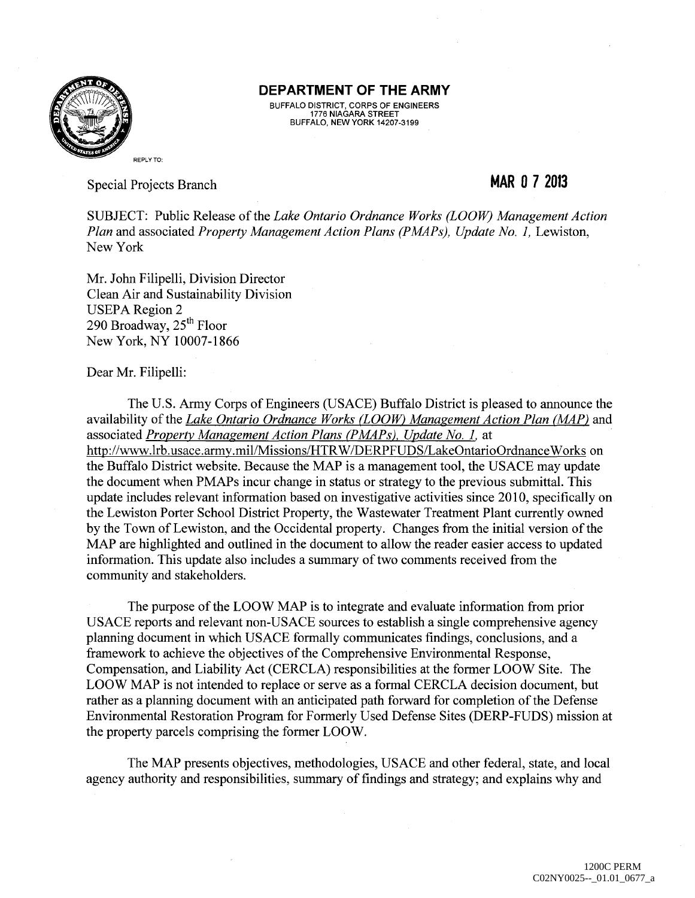**DEPARTMENT OF THE ARMY**
BUFFALO DISTRICT, CORPS OF ENGINEERS
1776 NIAGARA STREET
BUFFALO, NEW YORK 14207-3199

REPLY TO:

Special Projects Branch

**MAR 0 7 2013**

SUBJECT: Public Release of the *Lake Ontario Ordnance Works (LOOW) Management Action Plan* and associated *Property Management Action Plans (PMAPs), Update No. 1,* Lewiston, New York

Mr. John Filipelli, Division Director
Clean Air and Sustainability Division
USEPA Region 2
290 Broadway, 25th Floor
New York, NY 10007-1866

Dear Mr. Filipelli:

The U.S. Army Corps of Engineers (USACE) Buffalo District is pleased to announce the availability of the *Lake Ontario Ordnance Works (LOOW) Management Action Plan (MAP)* and associated *Property Management Action Plans (PMAPs), Update No. 1,* at http://www.lrb.usace.army.mil/Missions/HTRW/DERPFUDS/LakeOntarioOrdnanceWorks on the Buffalo District website. Because the MAP is a management tool, the USACE may update the document when PMAPs incur change in status or strategy to the previous submittal. This update includes relevant information based on investigative activities since 2010, specifically on the Lewiston Porter School District Property, the Wastewater Treatment Plant currently owned by the Town of Lewiston, and the Occidental property. Changes from the initial version of the MAP are highlighted and outlined in the document to allow the reader easier access to updated information. This update also includes a summary of two comments received from the community and stakeholders.

The purpose of the LOOW MAP is to integrate and evaluate information from prior USACE reports and relevant non-USACE sources to establish a single comprehensive agency planning document in which USACE formally communicates findings, conclusions, and a framework to achieve the objectives of the Comprehensive Environmental Response, Compensation, and Liability Act (CERCLA) responsibilities at the former LOOW Site. The LOOW MAP is not intended to replace or serve as a formal CERCLA decision document, but rather as a planning document with an anticipated path forward for completion of the Defense Environmental Restoration Program for Formerly Used Defense Sites (DERP-FUDS) mission at the property parcels comprising the former LOOW.

The MAP presents objectives, methodologies, USACE and other federal, state, and local agency authority and responsibilities, summary of findings and strategy; and explains why and

1200C PERM
C02NY0025--_01.01_0677_a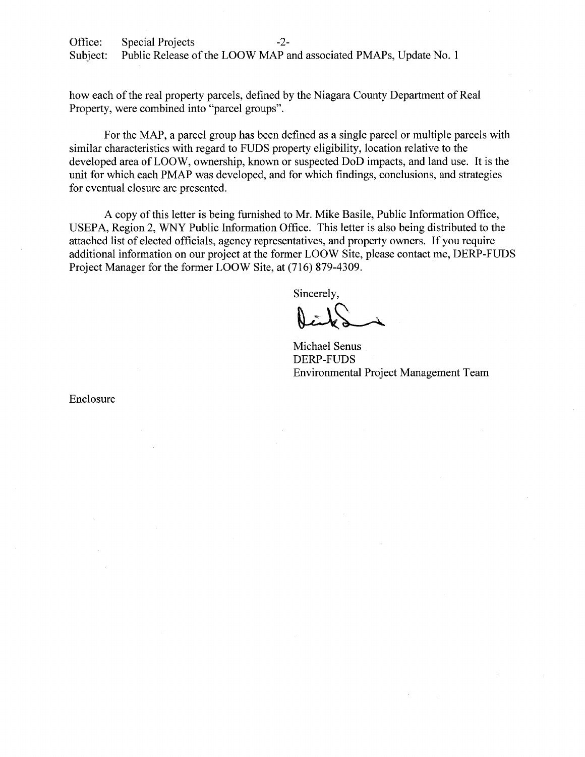how each of the real property parcels, defined by the Niagara County Department of Real Property, were combined into "parcel groups".

For the MAP, a parcel group has been defined as a single parcel or multiple parcels with similar characteristics with regard to FUDS property eligibility, location relative to the developed area of LOOW, ownership, known or suspected DoD impacts, and land use. It is the unit for which each PMAP was developed, and for which findings, conclusions, and strategies for eventual closure are presented.

A copy of this letter is being furnished to Mr. Mike Basile, Public Information Office, USEPA, Region 2, WNY Public Information Office. This letter is also being distributed to the attached list of elected officials, agency representatives, and property owners. If you require additional information on our project at the former LOOW Site, please contact me, DERP-FUDS Project Manager for the former LOOW Site, at (716) 879-4309.

Sincerely,

Michael Senus
DERP-FUDS
Environmental Project Management Team

Enclosure